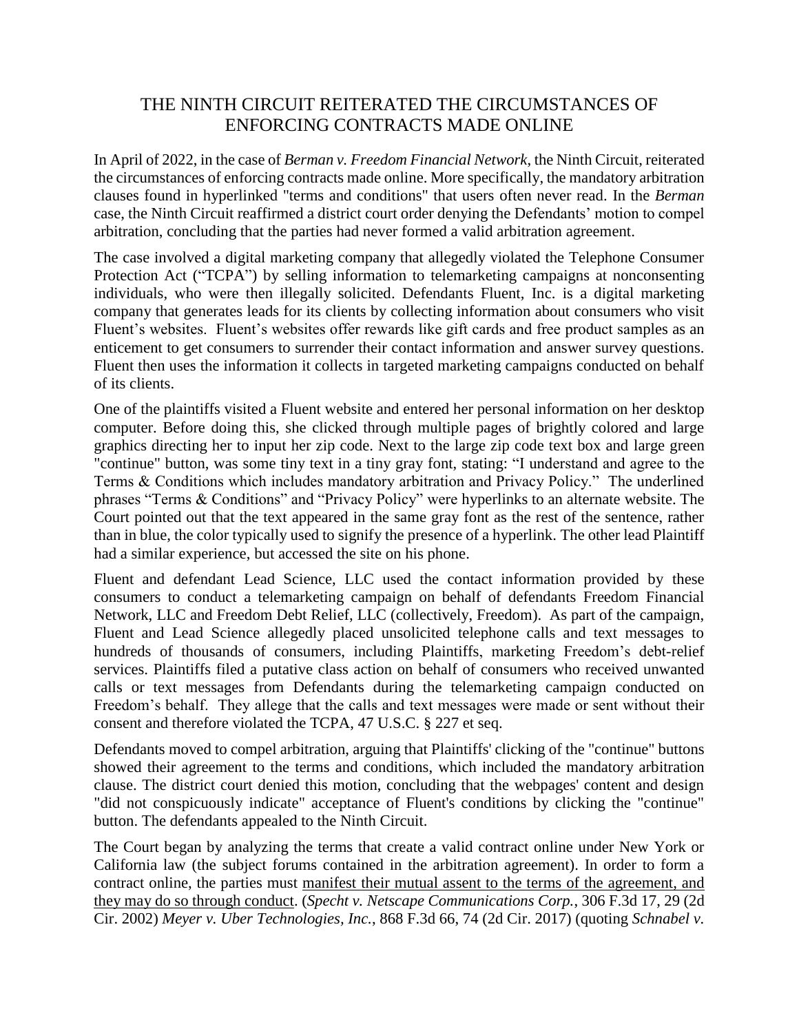# THE NINTH CIRCUIT REITERATED THE CIRCUMSTANCES OF ENFORCING CONTRACTS MADE ONLINE

In April of 2022, in the case of *Berman v. Freedom Financial Network*, the Ninth Circuit, reiterated the circumstances of enforcing contracts made online. More specifically, the mandatory arbitration clauses found in hyperlinked "terms and conditions" that users often never read. In the *Berman* case, the Ninth Circuit reaffirmed a district court order denying the Defendants' motion to compel arbitration, concluding that the parties had never formed a valid arbitration agreement.

The case involved a digital marketing company that allegedly violated the Telephone Consumer Protection Act ("TCPA") by selling information to telemarketing campaigns at nonconsenting individuals, who were then illegally solicited. Defendants Fluent, Inc. is a digital marketing company that generates leads for its clients by collecting information about consumers who visit Fluent's websites. Fluent's websites offer rewards like gift cards and free product samples as an enticement to get consumers to surrender their contact information and answer survey questions. Fluent then uses the information it collects in targeted marketing campaigns conducted on behalf of its clients.

One of the plaintiffs visited a Fluent website and entered her personal information on her desktop computer. Before doing this, she clicked through multiple pages of brightly colored and large graphics directing her to input her zip code. Next to the large zip code text box and large green "continue" button, was some tiny text in a tiny gray font, stating: "I understand and agree to the Terms & Conditions which includes mandatory arbitration and Privacy Policy." The underlined phrases "Terms & Conditions" and "Privacy Policy" were hyperlinks to an alternate website. The Court pointed out that the text appeared in the same gray font as the rest of the sentence, rather than in blue, the color typically used to signify the presence of a hyperlink. The other lead Plaintiff had a similar experience, but accessed the site on his phone.

Fluent and defendant Lead Science, LLC used the contact information provided by these consumers to conduct a telemarketing campaign on behalf of defendants Freedom Financial Network, LLC and Freedom Debt Relief, LLC (collectively, Freedom). As part of the campaign, Fluent and Lead Science allegedly placed unsolicited telephone calls and text messages to hundreds of thousands of consumers, including Plaintiffs, marketing Freedom's debt-relief services. Plaintiffs filed a putative class action on behalf of consumers who received unwanted calls or text messages from Defendants during the telemarketing campaign conducted on Freedom's behalf. They allege that the calls and text messages were made or sent without their consent and therefore violated the TCPA, 47 U.S.C. § 227 et seq.

Defendants moved to compel arbitration, arguing that Plaintiffs' clicking of the "continue" buttons showed their agreement to the terms and conditions, which included the mandatory arbitration clause. The district court denied this motion, concluding that the webpages' content and design "did not conspicuously indicate" acceptance of Fluent's conditions by clicking the "continue" button. The defendants appealed to the Ninth Circuit.

The Court began by analyzing the terms that create a valid contract online under New York or California law (the subject forums contained in the arbitration agreement). In order to form a contract online, the parties must <u>manifest their mutual assent to the terms of the agreement, and they may do so through conduct</u>. (*Specht v. Netscape Communications Corp.*, 306 F.3d 17, 29 (2d Cir. 2002) *Meyer v. Uber Technologies, Inc.*, 868 F.3d 66, 74 (2d Cir. 2017) (quoting *Schnabel v.*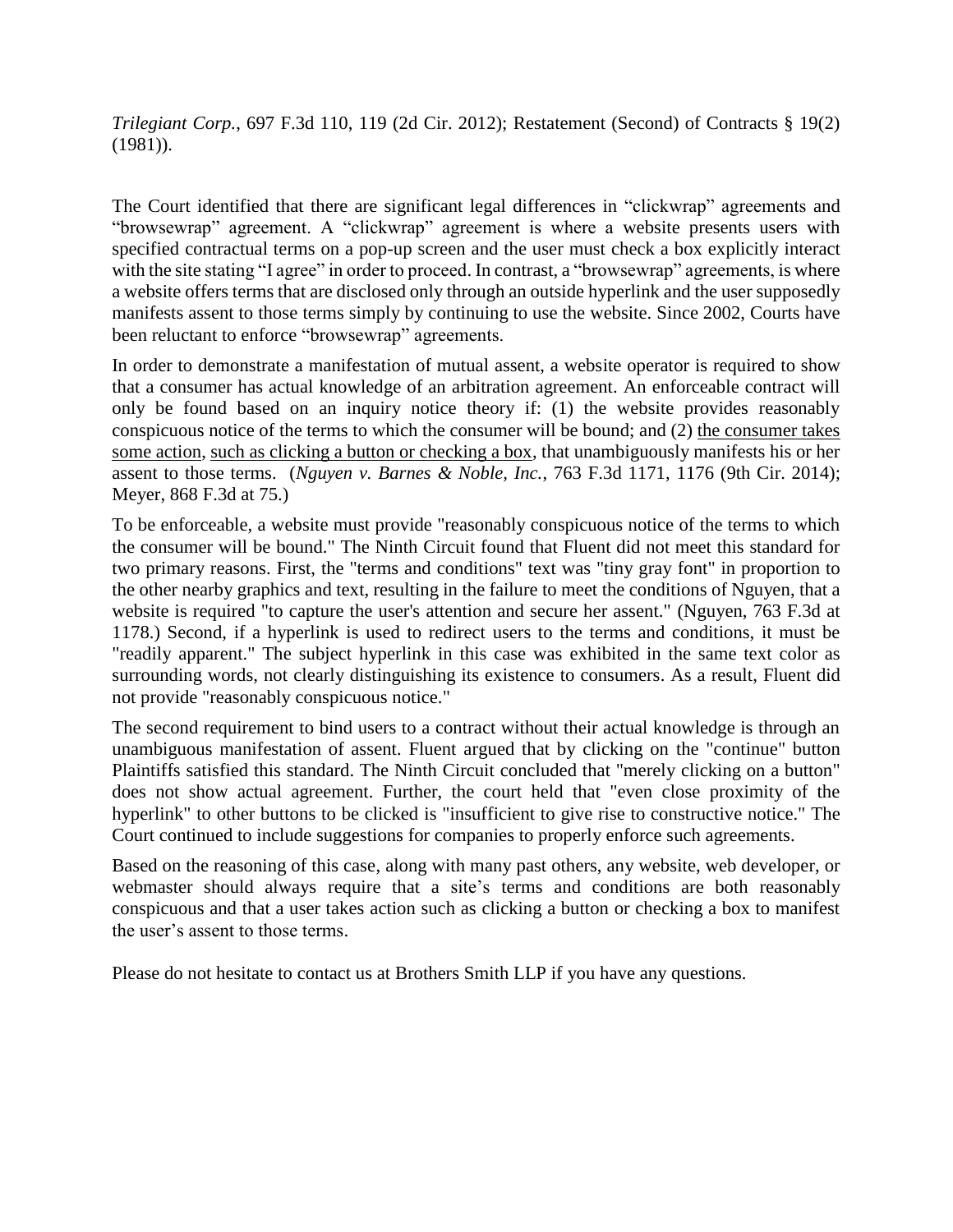*Trilegiant Corp.*, 697 F.3d 110, 119 (2d Cir. 2012); Restatement (Second) of Contracts § 19(2) (1981)).

The Court identified that there are significant legal differences in "clickwrap" agreements and "browsewrap" agreement. A "clickwrap" agreement is where a website presents users with specified contractual terms on a pop-up screen and the user must check a box explicitly interact with the site stating "I agree" in order to proceed. In contrast, a "browsewrap" agreements, is where a website offers terms that are disclosed only through an outside hyperlink and the user supposedly manifests assent to those terms simply by continuing to use the website. Since 2002, Courts have been reluctant to enforce "browsewrap" agreements.

In order to demonstrate a manifestation of mutual assent, a website operator is required to show that a consumer has actual knowledge of an arbitration agreement. An enforceable contract will only be found based on an inquiry notice theory if: (1) the website provides reasonably conspicuous notice of the terms to which the consumer will be bound; and (2) <u>the consumer takes some action</u>, <u>such as clicking a button or checking a box</u>, that unambiguously manifests his or her assent to those terms. (*Nguyen v. Barnes & Noble, Inc.*, 763 F.3d 1171, 1176 (9th Cir. 2014); Meyer, 868 F.3d at 75.)

To be enforceable, a website must provide "reasonably conspicuous notice of the terms to which the consumer will be bound." The Ninth Circuit found that Fluent did not meet this standard for two primary reasons. First, the "terms and conditions" text was "tiny gray font" in proportion to the other nearby graphics and text, resulting in the failure to meet the conditions of Nguyen, that a website is required "to capture the user's attention and secure her assent." (Nguyen, 763 F.3d at 1178.) Second, if a hyperlink is used to redirect users to the terms and conditions, it must be "readily apparent." The subject hyperlink in this case was exhibited in the same text color as surrounding words, not clearly distinguishing its existence to consumers. As a result, Fluent did not provide "reasonably conspicuous notice."

The second requirement to bind users to a contract without their actual knowledge is through an unambiguous manifestation of assent. Fluent argued that by clicking on the "continue" button Plaintiffs satisfied this standard. The Ninth Circuit concluded that "merely clicking on a button" does not show actual agreement. Further, the court held that "even close proximity of the hyperlink" to other buttons to be clicked is "insufficient to give rise to constructive notice." The Court continued to include suggestions for companies to properly enforce such agreements.

Based on the reasoning of this case, along with many past others, any website, web developer, or webmaster should always require that a site's terms and conditions are both reasonably conspicuous and that a user takes action such as clicking a button or checking a box to manifest the user's assent to those terms.

Please do not hesitate to contact us at Brothers Smith LLP if you have any questions.